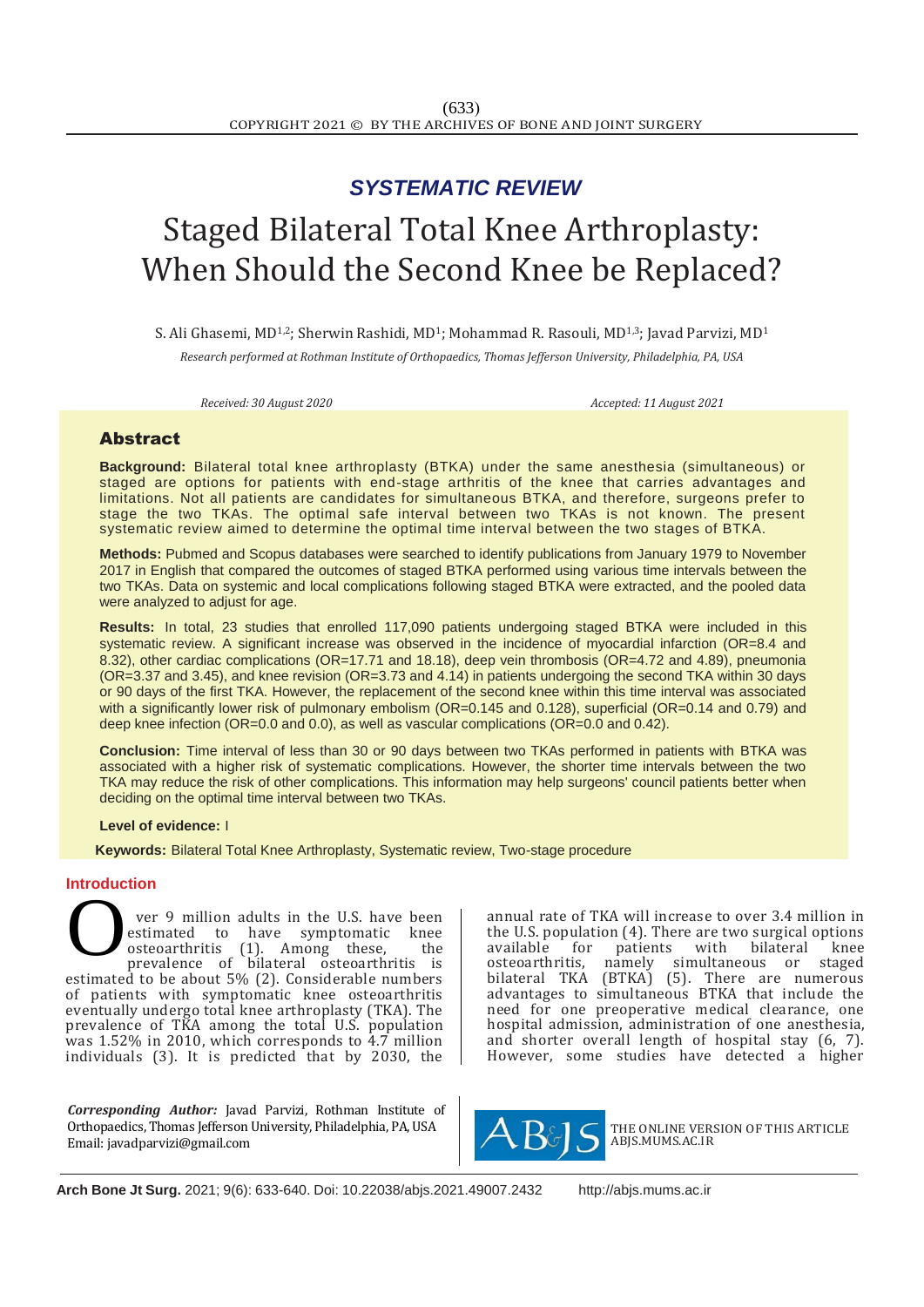*SYSTEMATIC REVIEW*

# Staged Bilateral Total Knee Arthroplasty: When Should the Second Knee be Replaced?

S. Ali Ghasemi, MD[1,2]; Sherwin Rashidi, MD[1]; Mohammad R. Rasouli, MD[1,3]; Javad Parvizi, MD[1]

*Research performed at Rothman Institute of Orthopaedics, Thomas Jefferson University, Philadelphia, PA, USA*

*Received: 30 August 2020* *Accepted: 11 August 2021*

## Abstract

**Background:** Bilateral total knee arthroplasty (BTKA) under the same anesthesia (simultaneous) or staged are options for patients with end-stage arthritis of the knee that carries advantages and limitations. Not all patients are candidates for simultaneous BTKA, and therefore, surgeons prefer to stage the two TKAs. The optimal safe interval between two TKAs is not known. The present systematic review aimed to determine the optimal time interval between the two stages of BTKA.

**Methods:** Pubmed and Scopus databases were searched to identify publications from January 1979 to November 2017 in English that compared the outcomes of staged BTKA performed using various time intervals between the two TKAs. Data on systemic and local complications following staged BTKA were extracted, and the pooled data were analyzed to adjust for age.

**Results:** In total, 23 studies that enrolled 117,090 patients undergoing staged BTKA were included in this systematic review. A significant increase was observed in the incidence of myocardial infarction (OR=8.4 and 8.32), other cardiac complications (OR=17.71 and 18.18), deep vein thrombosis (OR=4.72 and 4.89), pneumonia (OR=3.37 and 3.45), and knee revision (OR=3.73 and 4.14) in patients undergoing the second TKA within 30 days or 90 days of the first TKA. However, the replacement of the second knee within this time interval was associated with a significantly lower risk of pulmonary embolism (OR=0.145 and 0.128), superficial (OR=0.14 and 0.79) and deep knee infection (OR=0.0 and 0.0), as well as vascular complications (OR=0.0 and 0.42).

**Conclusion:** Time interval of less than 30 or 90 days between two TKAs performed in patients with BTKA was associated with a higher risk of systematic complications. However, the shorter time intervals between the two TKA may reduce the risk of other complications. This information may help surgeons' council patients better when deciding on the optimal time interval between two TKAs.

**Level of evidence:** I

**Keywords:** Bilateral Total Knee Arthroplasty, Systematic review, Two-stage procedure

## Introduction

Over 9 million adults in the U.S. have been estimated to have symptomatic knee osteoarthritis (1). Among these, the prevalence of bilateral osteoarthritis is estimated to be about 5% (2). Considerable numbers of patients with symptomatic knee osteoarthritis eventually undergo total knee arthroplasty (TKA). The prevalence of TKA among the total U.S. population was 1.52% in 2010, which corresponds to 4.7 million individuals (3). It is predicted that by 2030, the annual rate of TKA will increase to over 3.4 million in the U.S. population (4). There are two surgical options available for patients with bilateral knee osteoarthritis, namely simultaneous or staged bilateral TKA (BTKA) (5). There are numerous advantages to simultaneous BTKA that include the need for one preoperative medical clearance, one hospital admission, administration of one anesthesia, and shorter overall length of hospital stay (6, 7). However, some studies have detected a higher

***Corresponding Author:*** Javad Parvizi, Rothman Institute of Orthopaedics, Thomas Jefferson University, Philadelphia, PA, USA
Email: javadparvizi@gmail.com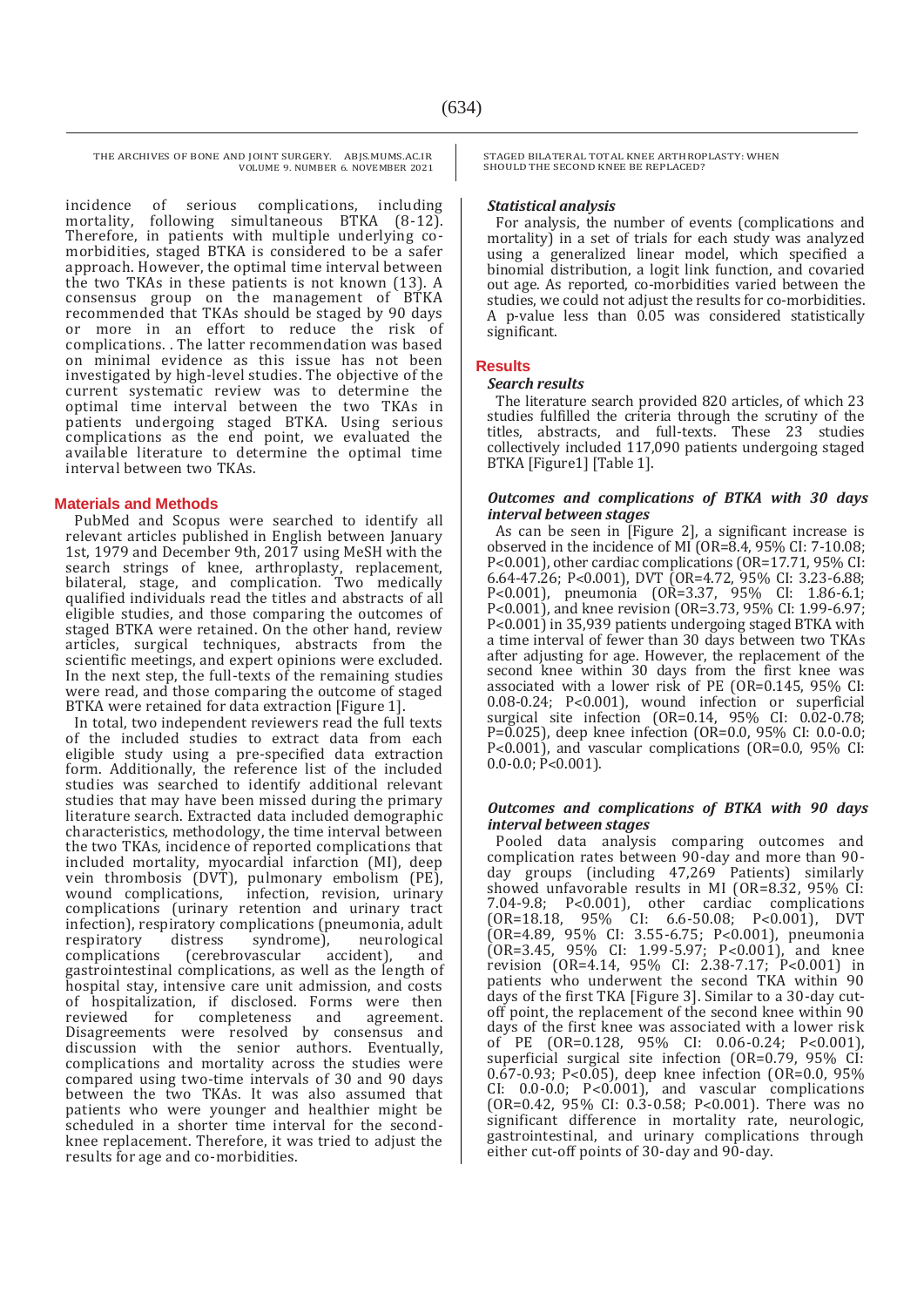incidence of serious complications, including mortality, following simultaneous BTKA (8-12). Therefore, in patients with multiple underlying co-morbidities, staged BTKA is considered to be a safer approach. However, the optimal time interval between the two TKAs in these patients is not known (13). A consensus group on the management of BTKA recommended that TKAs should be staged by 90 days or more in an effort to reduce the risk of complications. . The latter recommendation was based on minimal evidence as this issue has not been investigated by high-level studies. The objective of the current systematic review was to determine the optimal time interval between the two TKAs in patients undergoing staged BTKA. Using serious complications as the end point, we evaluated the available literature to determine the optimal time interval between two TKAs.

## Materials and Methods

PubMed and Scopus were searched to identify all relevant articles published in English between January 1st, 1979 and December 9th, 2017 using MeSH with the search strings of knee, arthroplasty, replacement, bilateral, stage, and complication. Two medically qualified individuals read the titles and abstracts of all eligible studies, and those comparing the outcomes of staged BTKA were retained. On the other hand, review articles, surgical techniques, abstracts from the scientific meetings, and expert opinions were excluded. In the next step, the full-texts of the remaining studies were read, and those comparing the outcome of staged BTKA were retained for data extraction [Figure 1].

In total, two independent reviewers read the full texts of the included studies to extract data from each eligible study using a pre-specified data extraction form. Additionally, the reference list of the included studies was searched to identify additional relevant studies that may have been missed during the primary literature search. Extracted data included demographic characteristics, methodology, the time interval between the two TKAs, incidence of reported complications that included mortality, myocardial infarction (MI), deep vein thrombosis (DVT), pulmonary embolism (PE), wound complications, infection, revision, urinary complications (urinary retention and urinary tract infection), respiratory complications (pneumonia, adult respiratory distress syndrome), neurological complications (cerebrovascular accident), and gastrointestinal complications, as well as the length of hospital stay, intensive care unit admission, and costs of hospitalization, if disclosed. Forms were then reviewed for completeness and agreement. Disagreements were resolved by consensus and discussion with the senior authors. Eventually, complications and mortality across the studies were compared using two-time intervals of 30 and 90 days between the two TKAs. It was also assumed that patients who were younger and healthier might be scheduled in a shorter time interval for the second-knee replacement. Therefore, it was tried to adjust the results for age and co-morbidities.

### *Statistical analysis*

For analysis, the number of events (complications and mortality) in a set of trials for each study was analyzed using a generalized linear model, which specified a binomial distribution, a logit link function, and covaried out age. As reported, co-morbidities varied between the studies, we could not adjust the results for co-morbidities. A p-value less than 0.05 was considered statistically significant.

## Results

### *Search results*

The literature search provided 820 articles, of which 23 studies fulfilled the criteria through the scrutiny of the titles, abstracts, and full-texts. These 23 studies collectively included 117,090 patients undergoing staged BTKA [Figure1] [Table 1].

### *Outcomes and complications of BTKA with 30 days interval between stages*

As can be seen in [Figure 2], a significant increase is observed in the incidence of MI (OR=8.4, 95% CI: 7-10.08; P<0.001), other cardiac complications (OR=17.71, 95% CI: 6.64-47.26; P<0.001), DVT (OR=4.72, 95% CI: 3.23-6.88; P<0.001), pneumonia (OR=3.37, 95% CI: 1.86-6.1; P<0.001), and knee revision (OR=3.73, 95% CI: 1.99-6.97; P<0.001) in 35,939 patients undergoing staged BTKA with a time interval of fewer than 30 days between two TKAs after adjusting for age. However, the replacement of the second knee within 30 days from the first knee was associated with a lower risk of PE (OR=0.145, 95% CI: 0.08-0.24; P<0.001), wound infection or superficial surgical site infection (OR=0.14, 95% CI: 0.02-0.78; P=0.025), deep knee infection (OR=0.0, 95% CI: 0.0-0.0; P<0.001), and vascular complications (OR=0.0, 95% CI: 0.0-0.0; P<0.001).

### *Outcomes and complications of BTKA with 90 days interval between stages*

Pooled data analysis comparing outcomes and complication rates between 90-day and more than 90-day groups (including 47,269 Patients) similarly showed unfavorable results in MI (OR=8.32, 95% CI: 7.04-9.8; P<0.001), other cardiac complications (OR=18.18, 95% CI: 6.6-50.08; P<0.001), DVT (OR=4.89, 95% CI: 3.55-6.75; P<0.001), pneumonia (OR=3.45, 95% CI: 1.99-5.97; P<0.001), and knee revision (OR=4.14, 95% CI: 2.38-7.17; P<0.001) in patients who underwent the second TKA within 90 days of the first TKA [Figure 3]. Similar to a 30-day cut-off point, the replacement of the second knee within 90 days of the first knee was associated with a lower risk of PE (OR=0.128, 95% CI: 0.06-0.24; P<0.001), superficial surgical site infection (OR=0.79, 95% CI: 0.67-0.93; P<0.05), deep knee infection (OR=0.0, 95% CI: 0.0-0.0; P<0.001), and vascular complications (OR=0.42, 95% CI: 0.3-0.58; P<0.001). There was no significant difference in mortality rate, neurologic, gastrointestinal, and urinary complications through either cut-off points of 30-day and 90-day.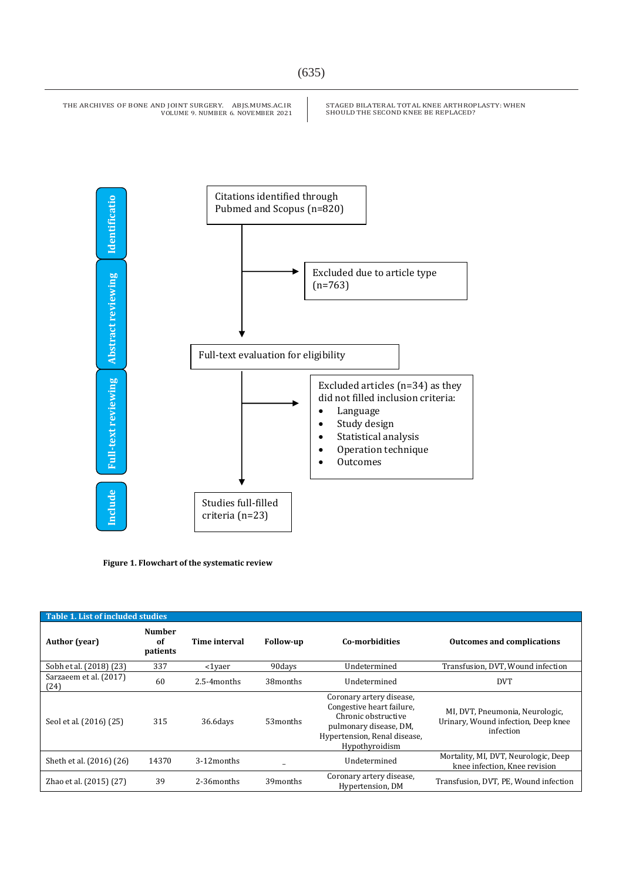Identificatio

Citations identified through Pubmed and Scopus (n=820)

Abstract reviewing

Excluded due to article type (n=763)

Full-text evaluation for eligibility

Full-text reviewing

Excluded articles (n=34) as they did not filled inclusion criteria:

- Language
- Study design
- Statistical analysis
- Operation technique
- Outcomes

Include

Studies full-filled criteria (n=23)

**Figure 1. Flowchart of the systematic review**

**Table 1. List of included studies**

| Author (year) | Number of patients | Time interval | Follow-up | Co-morbidities | Outcomes and complications |
|---|---|---|---|---|---|
| Sobh et al. (2018) (23) | 337 | <1yaer | 90days | Undetermined | Transfusion, DVT, Wound infection |
| Sarzaeem et al. (2017) (24) | 60 | 2.5-4months | 38months | Undetermined | DVT |
| Seol et al. (2016) (25) | 315 | 36.6days | 53months | Coronary artery disease, Congestive heart failure, Chronic obstructive pulmonary disease, DM, Hypertension, Renal disease, Hypothyroidism | MI, DVT, Pneumonia, Neurologic, Urinary, Wound infection, Deep knee infection |
| Sheth et al. (2016) (26) | 14370 | 3-12months | _ | Undetermined | Mortality, MI, DVT, Neurologic, Deep knee infection, Knee revision |
| Zhao et al. (2015) (27) | 39 | 2-36months | 39months | Coronary artery disease, Hypertension, DM | Transfusion, DVT, PE, Wound infection |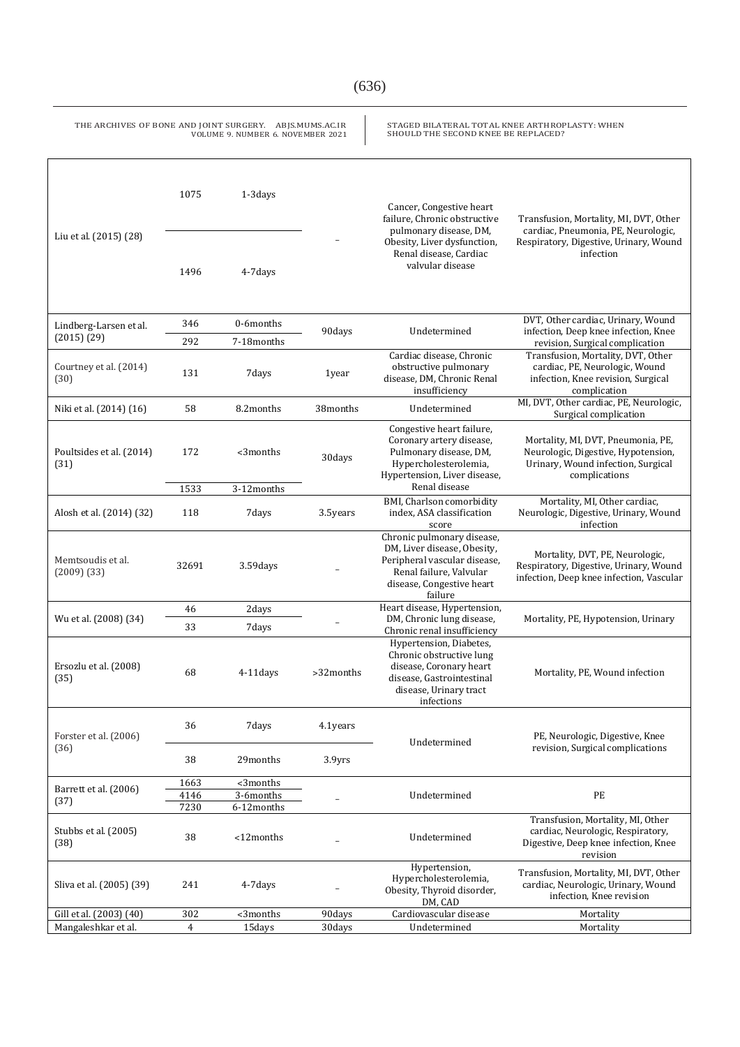| | | | | | |
|---|---|---|---|---|---|
| Liu et al. (2015) (28) | 1075 | 1-3days | – | Cancer, Congestive heart failure, Chronic obstructive pulmonary disease, DM, Obesity, Liver dysfunction, Renal disease, Cardiac valvular disease | Transfusion, Mortality, MI, DVT, Other cardiac, Pneumonia, PE, Neurologic, Respiratory, Digestive, Urinary, Wound infection |
| | 1496 | 4-7days | | | |
| Lindberg-Larsen et al. (2015) (29) | 346 | 0-6months | 90days | Undetermined | DVT, Other cardiac, Urinary, Wound infection, Deep knee infection, Knee revision, Surgical complication |
| | 292 | 7-18months | | | |
| Courtney et al. (2014) (30) | 131 | 7days | 1year | Cardiac disease, Chronic obstructive pulmonary disease, DM, Chronic Renal insufficiency | Transfusion, Mortality, DVT, Other cardiac, PE, Neurologic, Wound infection, Knee revision, Surgical complication |
| Niki et al. (2014) (16) | 58 | 8.2months | 38months | Undetermined | MI, DVT, Other cardiac, PE, Neurologic, Surgical complication |
| Poultsides et al. (2014) (31) | 172 | <3months | 30days | Congestive heart failure, Coronary artery disease, Pulmonary disease, DM, Hypercholesterolemia, Hypertension, Liver disease, Renal disease | Mortality, MI, DVT, Pneumonia, PE, Neurologic, Digestive, Hypotension, Urinary, Wound infection, Surgical complications |
| | 1533 | 3-12months | | | |
| Alosh et al. (2014) (32) | 118 | 7days | 3.5years | BMI, Charlson comorbidity index, ASA classification score | Mortality, MI, Other cardiac, Neurologic, Digestive, Urinary, Wound infection |
| Memtsoudis et al. (2009) (33) | 32691 | 3.59days | – | Chronic pulmonary disease, DM, Liver disease, Obesity, Peripheral vascular disease, Renal failure, Valvular disease, Congestive heart failure | Mortality, DVT, PE, Neurologic, Respiratory, Digestive, Urinary, Wound infection, Deep knee infection, Vascular |
| Wu et al. (2008) (34) | 46 | 2days | – | Heart disease, Hypertension, DM, Chronic lung disease, Chronic renal insufficiency | Mortality, PE, Hypotension, Urinary |
| | 33 | 7days | | | |
| Ersozlu et al. (2008) (35) | 68 | 4-11days | >32months | Hypertension, Diabetes, Chronic obstructive lung disease, Coronary heart disease, Gastrointestinal disease, Urinary tract infections | Mortality, PE, Wound infection |
| Forster et al. (2006) (36) | 36 | 7days | 4.1years | Undetermined | PE, Neurologic, Digestive, Knee revision, Surgical complications |
| | 38 | 29months | 3.9yrs | | |
| Barrett et al. (2006) (37) | 1663 | <3months | – | Undetermined | PE |
| | 4146 | 3-6months | | | |
| | 7230 | 6-12months | | | |
| Stubbs et al. (2005) (38) | 38 | <12months | – | Undetermined | Transfusion, Mortality, MI, Other cardiac, Neurologic, Respiratory, Digestive, Deep knee infection, Knee revision |
| Sliva et al. (2005) (39) | 241 | 4-7days | – | Hypertension, Hypercholesterolemia, Obesity, Thyroid disorder, DM, CAD | Transfusion, Mortality, MI, DVT, Other cardiac, Neurologic, Urinary, Wound infection, Knee revision |
| Gill et al. (2003) (40) | 302 | <3months | 90days | Cardiovascular disease | Mortality |
| Mangaleshkar et al. | 4 | 15days | 30days | Undetermined | Mortality |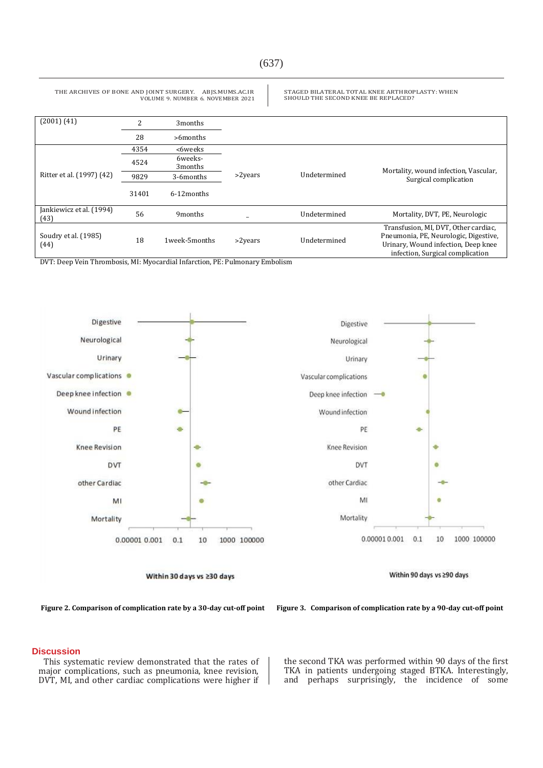| | | | | | |
|---|---|---|---|---|---|
| (2001) (41) | 2 | 3months | | | |
| | 28 | >6months | | | |
| Ritter et al. (1997) (42) | 4354 | <6weeks | >2years | Undetermined | Mortality, wound infection, Vascular, Surgical complication |
| | 4524 | 6weeks-3months | | | |
| | 9829 | 3-6months | | | |
| | 31401 | 6-12months | | | |
| Jankiewicz et al. (1994) (43) | 56 | 9months | – | Undetermined | Mortality, DVT, PE, Neurologic |
| Soudry et al. (1985) (44) | 18 | 1week-5months | >2years | Undetermined | Transfusion, MI, DVT, Other cardiac, Pneumonia, PE, Neurologic, Digestive, Urinary, Wound infection, Deep knee infection, Surgical complication |

DVT: Deep Vein Thrombosis, MI: Myocardial Infarction, PE: Pulmonary Embolism

Within 30 days vs ≥30 days

**Figure 2. Comparison of complication rate by a 30-day cut-off point**

Within 90 days vs ≥90 days

**Figure 3. Comparison of complication rate by a 90-day cut-off point**

## Discussion

This systematic review demonstrated that the rates of major complications, such as pneumonia, knee revision, DVT, MI, and other cardiac complications were higher if the second TKA was performed within 90 days of the first TKA in patients undergoing staged BTKA. Interestingly, and perhaps surprisingly, the incidence of some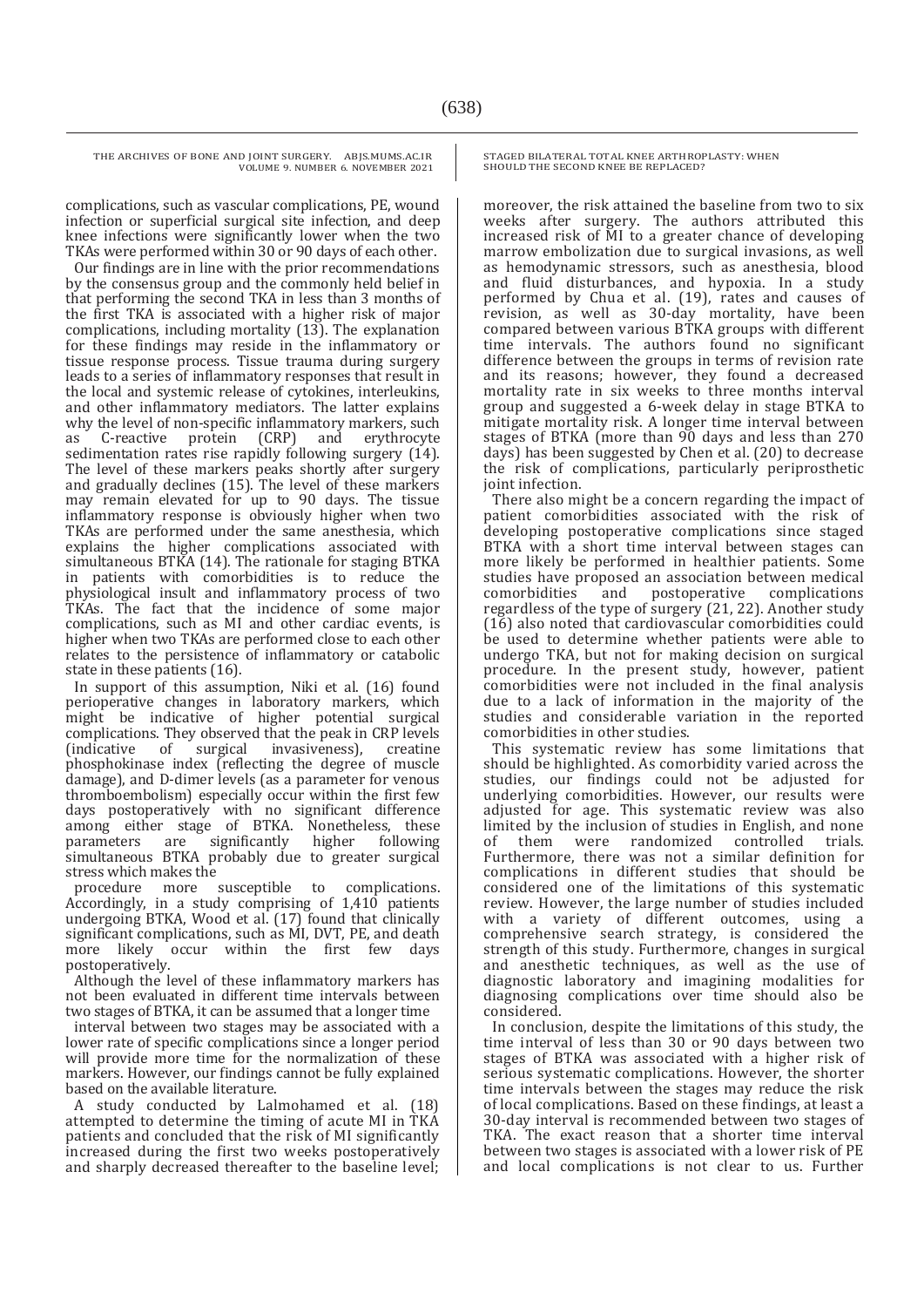complications, such as vascular complications, PE, wound infection or superficial surgical site infection, and deep knee infections were significantly lower when the two TKAs were performed within 30 or 90 days of each other.

Our findings are in line with the prior recommendations by the consensus group and the commonly held belief in that performing the second TKA in less than 3 months of the first TKA is associated with a higher risk of major complications, including mortality (13). The explanation for these findings may reside in the inflammatory or tissue response process. Tissue trauma during surgery leads to a series of inflammatory responses that result in the local and systemic release of cytokines, interleukins, and other inflammatory mediators. The latter explains why the level of non-specific inflammatory markers, such as C-reactive protein (CRP) and erythrocyte sedimentation rates rise rapidly following surgery (14). The level of these markers peaks shortly after surgery and gradually declines (15). The level of these markers may remain elevated for up to 90 days. The tissue inflammatory response is obviously higher when two TKAs are performed under the same anesthesia, which explains the higher complications associated with simultaneous BTKA (14). The rationale for staging BTKA in patients with comorbidities is to reduce the physiological insult and inflammatory process of two TKAs. The fact that the incidence of some major complications, such as MI and other cardiac events, is higher when two TKAs are performed close to each other relates to the persistence of inflammatory or catabolic state in these patients (16).

In support of this assumption, Niki et al. (16) found perioperative changes in laboratory markers, which might be indicative of higher potential surgical complications. They observed that the peak in CRP levels (indicative of surgical invasiveness), creatine phosphokinase index (reflecting the degree of muscle damage), and D-dimer levels (as a parameter for venous thromboembolism) especially occur within the first few days postoperatively with no significant difference among either stage of BTKA. Nonetheless, these parameters are significantly higher following simultaneous BTKA probably due to greater surgical stress which makes the procedure more susceptible to complications. Accordingly, in a study comprising of 1,410 patients undergoing BTKA, Wood et al. (17) found that clinically significant complications, such as MI, DVT, PE, and death more likely occur within the first few days postoperatively.

Although the level of these inflammatory markers has not been evaluated in different time intervals between two stages of BTKA, it can be assumed that a longer time interval between two stages may be associated with a lower rate of specific complications since a longer period will provide more time for the normalization of these markers. However, our findings cannot be fully explained based on the available literature.

A study conducted by Lalmohamed et al. (18) attempted to determine the timing of acute MI in TKA patients and concluded that the risk of MI significantly increased during the first two weeks postoperatively and sharply decreased thereafter to the baseline level; moreover, the risk attained the baseline from two to six weeks after surgery. The authors attributed this increased risk of MI to a greater chance of developing marrow embolization due to surgical invasions, as well as hemodynamic stressors, such as anesthesia, blood and fluid disturbances, and hypoxia. In a study performed by Chua et al. (19), rates and causes of revision, as well as 30-day mortality, have been compared between various BTKA groups with different time intervals. The authors found no significant difference between the groups in terms of revision rate and its reasons; however, they found a decreased mortality rate in six weeks to three months interval group and suggested a 6-week delay in stage BTKA to mitigate mortality risk. A longer time interval between stages of BTKA (more than 90 days and less than 270 days) has been suggested by Chen et al. (20) to decrease the risk of complications, particularly periprosthetic joint infection.

There also might be a concern regarding the impact of patient comorbidities associated with the risk of developing postoperative complications since staged BTKA with a short time interval between stages can more likely be performed in healthier patients. Some studies have proposed an association between medical comorbidities and postoperative complications regardless of the type of surgery (21, 22). Another study (16) also noted that cardiovascular comorbidities could be used to determine whether patients were able to undergo TKA, but not for making decision on surgical procedure. In the present study, however, patient comorbidities were not included in the final analysis due to a lack of information in the majority of the studies and considerable variation in the reported comorbidities in other studies.

This systematic review has some limitations that should be highlighted. As comorbidity varied across the studies, our findings could not be adjusted for underlying comorbidities. However, our results were adjusted for age. This systematic review was also limited by the inclusion of studies in English, and none of them were randomized controlled trials. Furthermore, there was not a similar definition for complications in different studies that should be considered one of the limitations of this systematic review. However, the large number of studies included with a variety of different outcomes, using a comprehensive search strategy, is considered the strength of this study. Furthermore, changes in surgical and anesthetic techniques, as well as the use of diagnostic laboratory and imagining modalities for diagnosing complications over time should also be considered.

In conclusion, despite the limitations of this study, the time interval of less than 30 or 90 days between two stages of BTKA was associated with a higher risk of serious systematic complications. However, the shorter time intervals between the stages may reduce the risk of local complications. Based on these findings, at least a 30-day interval is recommended between two stages of TKA. The exact reason that a shorter time interval between two stages is associated with a lower risk of PE and local complications is not clear to us. Further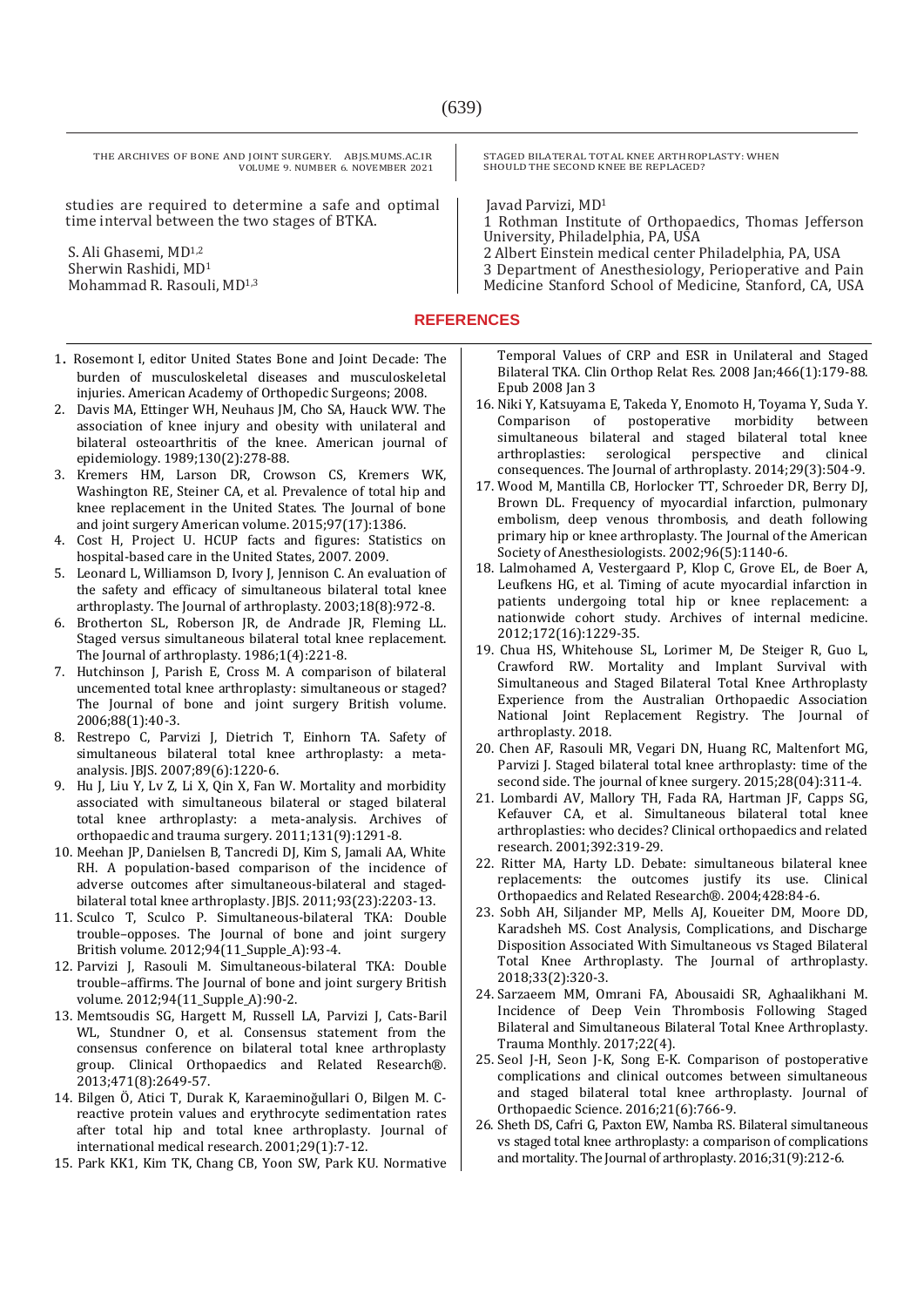studies are required to determine a safe and optimal time interval between the two stages of BTKA.

S. Ali Ghasemi, MD[1,2]
Sherwin Rashidi, MD[1]
Mohammad R. Rasouli, MD[1,3]
Javad Parvizi, MD[1]

1 Rothman Institute of Orthopaedics, Thomas Jefferson University, Philadelphia, PA, USA
2 Albert Einstein medical center Philadelphia, PA, USA
3 Department of Anesthesiology, Perioperative and Pain Medicine Stanford School of Medicine, Stanford, CA, USA

## REFERENCES

1. Rosemont I, editor United States Bone and Joint Decade: The burden of musculoskeletal diseases and musculoskeletal injuries. American Academy of Orthopedic Surgeons; 2008.
2. Davis MA, Ettinger WH, Neuhaus JM, Cho SA, Hauck WW. The association of knee injury and obesity with unilateral and bilateral osteoarthritis of the knee. American journal of epidemiology. 1989;130(2):278-88.
3. Kremers HM, Larson DR, Crowson CS, Kremers WK, Washington RE, Steiner CA, et al. Prevalence of total hip and knee replacement in the United States. The Journal of bone and joint surgery American volume. 2015;97(17):1386.
4. Cost H, Project U. HCUP facts and figures: Statistics on hospital-based care in the United States, 2007. 2009.
5. Leonard L, Williamson D, Ivory J, Jennison C. An evaluation of the safety and efficacy of simultaneous bilateral total knee arthroplasty. The Journal of arthroplasty. 2003;18(8):972-8.
6. Brotherton SL, Roberson JR, de Andrade JR, Fleming LL. Staged versus simultaneous bilateral total knee replacement. The Journal of arthroplasty. 1986;1(4):221-8.
7. Hutchinson J, Parish E, Cross M. A comparison of bilateral uncemented total knee arthroplasty: simultaneous or staged? The Journal of bone and joint surgery British volume. 2006;88(1):40-3.
8. Restrepo C, Parvizi J, Dietrich T, Einhorn TA. Safety of simultaneous bilateral total knee arthroplasty: a meta-analysis. JBJS. 2007;89(6):1220-6.
9. Hu J, Liu Y, Lv Z, Li X, Qin X, Fan W. Mortality and morbidity associated with simultaneous bilateral or staged bilateral total knee arthroplasty: a meta-analysis. Archives of orthopaedic and trauma surgery. 2011;131(9):1291-8.
10. Meehan JP, Danielsen B, Tancredi DJ, Kim S, Jamali AA, White RH. A population-based comparison of the incidence of adverse outcomes after simultaneous-bilateral and staged-bilateral total knee arthroplasty. JBJS. 2011;93(23):2203-13.
11. Sculco T, Sculco P. Simultaneous-bilateral TKA: Double trouble–opposes. The Journal of bone and joint surgery British volume. 2012;94(11_Supple_A):93-4.
12. Parvizi J, Rasouli M. Simultaneous-bilateral TKA: Double trouble–affirms. The Journal of bone and joint surgery British volume. 2012;94(11_Supple_A):90-2.
13. Memtsoudis SG, Hargett M, Russell LA, Parvizi J, Cats-Baril WL, Stundner O, et al. Consensus statement from the consensus conference on bilateral total knee arthroplasty group. Clinical Orthopaedics and Related Research®. 2013;471(8):2649-57.
14. Bilgen Ö, Atici T, Durak K, Karaeminoğullari O, Bilgen M. C-reactive protein values and erythrocyte sedimentation rates after total hip and total knee arthroplasty. Journal of international medical research. 2001;29(1):7-12.
15. Park KK1, Kim TK, Chang CB, Yoon SW, Park KU. Normative Temporal Values of CRP and ESR in Unilateral and Staged Bilateral TKA. Clin Orthop Relat Res. 2008 Jan;466(1):179-88. Epub 2008 Jan 3
16. Niki Y, Katsuyama E, Takeda Y, Enomoto H, Toyama Y, Suda Y. Comparison of postoperative morbidity between simultaneous bilateral and staged bilateral total knee arthroplasties: serological perspective and clinical consequences. The Journal of arthroplasty. 2014;29(3):504-9.
17. Wood M, Mantilla CB, Horlocker TT, Schroeder DR, Berry DJ, Brown DL. Frequency of myocardial infarction, pulmonary embolism, deep venous thrombosis, and death following primary hip or knee arthroplasty. The Journal of the American Society of Anesthesiologists. 2002;96(5):1140-6.
18. Lalmohamed A, Vestergaard P, Klop C, Grove EL, de Boer A, Leufkens HG, et al. Timing of acute myocardial infarction in patients undergoing total hip or knee replacement: a nationwide cohort study. Archives of internal medicine. 2012;172(16):1229-35.
19. Chua HS, Whitehouse SL, Lorimer M, De Steiger R, Guo L, Crawford RW. Mortality and Implant Survival with Simultaneous and Staged Bilateral Total Knee Arthroplasty Experience from the Australian Orthopaedic Association National Joint Replacement Registry. The Journal of arthroplasty. 2018.
20. Chen AF, Rasouli MR, Vegari DN, Huang RC, Maltenfort MG, Parvizi J. Staged bilateral total knee arthroplasty: time of the second side. The journal of knee surgery. 2015;28(04):311-4.
21. Lombardi AV, Mallory TH, Fada RA, Hartman JF, Capps SG, Kefauver CA, et al. Simultaneous bilateral total knee arthroplasties: who decides? Clinical orthopaedics and related research. 2001;392:319-29.
22. Ritter MA, Harty LD. Debate: simultaneous bilateral knee replacements: the outcomes justify its use. Clinical Orthopaedics and Related Research®. 2004;428:84-6.
23. Sobh AH, Siljander MP, Mells AJ, Koueiter DM, Moore DD, Karadsheh MS. Cost Analysis, Complications, and Discharge Disposition Associated With Simultaneous vs Staged Bilateral Total Knee Arthroplasty. The Journal of arthroplasty. 2018;33(2):320-3.
24. Sarzaeem MM, Omrani FA, Abousaidi SR, Aghaalikhani M. Incidence of Deep Vein Thrombosis Following Staged Bilateral and Simultaneous Bilateral Total Knee Arthroplasty. Trauma Monthly. 2017;22(4).
25. Seol J-H, Seon J-K, Song E-K. Comparison of postoperative complications and clinical outcomes between simultaneous and staged bilateral total knee arthroplasty. Journal of Orthopaedic Science. 2016;21(6):766-9.
26. Sheth DS, Cafri G, Paxton EW, Namba RS. Bilateral simultaneous vs staged total knee arthroplasty: a comparison of complications and mortality. The Journal of arthroplasty. 2016;31(9):212-6.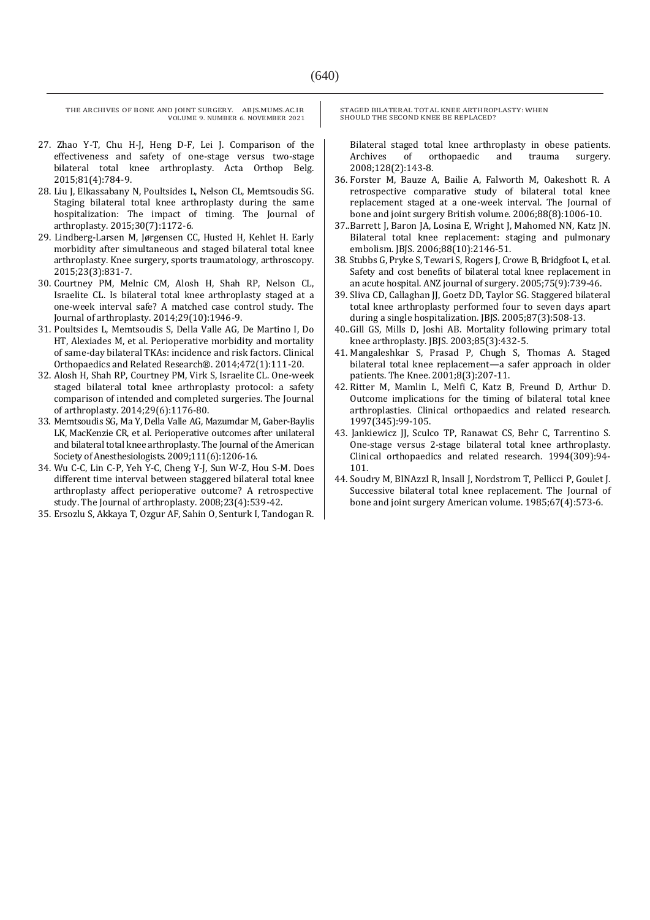27. Zhao Y-T, Chu H-J, Heng D-F, Lei J. Comparison of the effectiveness and safety of one-stage versus two-stage bilateral total knee arthroplasty. Acta Orthop Belg. 2015;81(4):784-9.
28. Liu J, Elkassabany N, Poultsides L, Nelson CL, Memtsoudis SG. Staging bilateral total knee arthroplasty during the same hospitalization: The impact of timing. The Journal of arthroplasty. 2015;30(7):1172-6.
29. Lindberg-Larsen M, Jørgensen CC, Husted H, Kehlet H. Early morbidity after simultaneous and staged bilateral total knee arthroplasty. Knee surgery, sports traumatology, arthroscopy. 2015;23(3):831-7.
30. Courtney PM, Melnic CM, Alosh H, Shah RP, Nelson CL, Israelite CL. Is bilateral total knee arthroplasty staged at a one-week interval safe? A matched case control study. The Journal of arthroplasty. 2014;29(10):1946-9.
31. Poultsides L, Memtsoudis S, Della Valle AG, De Martino I, Do HT, Alexiades M, et al. Perioperative morbidity and mortality of same-day bilateral TKAs: incidence and risk factors. Clinical Orthopaedics and Related Research®. 2014;472(1):111-20.
32. Alosh H, Shah RP, Courtney PM, Virk S, Israelite CL. One-week staged bilateral total knee arthroplasty protocol: a safety comparison of intended and completed surgeries. The Journal of arthroplasty. 2014;29(6):1176-80.
33. Memtsoudis SG, Ma Y, Della Valle AG, Mazumdar M, Gaber-Baylis LK, MacKenzie CR, et al. Perioperative outcomes after unilateral and bilateral total knee arthroplasty. The Journal of the American Society of Anesthesiologists. 2009;111(6):1206-16.
34. Wu C-C, Lin C-P, Yeh Y-C, Cheng Y-J, Sun W-Z, Hou S-M. Does different time interval between staggered bilateral total knee arthroplasty affect perioperative outcome? A retrospective study. The Journal of arthroplasty. 2008;23(4):539-42.
35. Ersozlu S, Akkaya T, Ozgur AF, Sahin O, Senturk I, Tandogan R. Bilateral staged total knee arthroplasty in obese patients. Archives of orthopaedic and trauma surgery. 2008;128(2):143-8.
36. Forster M, Bauze A, Bailie A, Falworth M, Oakeshott R. A retrospective comparative study of bilateral total knee replacement staged at a one-week interval. The Journal of bone and joint surgery British volume. 2006;88(8):1006-10.
37. Barrett J, Baron JA, Losina E, Wright J, Mahomed NN, Katz JN. Bilateral total knee replacement: staging and pulmonary embolism. JBJS. 2006;88(10):2146-51.
38. Stubbs G, Pryke S, Tewari S, Rogers J, Crowe B, Bridgfoot L, et al. Safety and cost benefits of bilateral total knee replacement in an acute hospital. ANZ journal of surgery. 2005;75(9):739-46.
39. Sliva CD, Callaghan JJ, Goetz DD, Taylor SG. Staggered bilateral total knee arthroplasty performed four to seven days apart during a single hospitalization. JBJS. 2005;87(3):508-13.
40. Gill GS, Mills D, Joshi AB. Mortality following primary total knee arthroplasty. JBJS. 2003;85(3):432-5.
41. Mangaleshkar S, Prasad P, Chugh S, Thomas A. Staged bilateral total knee replacement—a safer approach in older patients. The Knee. 2001;8(3):207-11.
42. Ritter M, Mamlin L, Melfi C, Katz B, Freund D, Arthur D. Outcome implications for the timing of bilateral total knee arthroplasties. Clinical orthopaedics and related research. 1997(345):99-105.
43. Jankiewicz JJ, Sculco TP, Ranawat CS, Behr C, Tarrentino S. One-stage versus 2-stage bilateral total knee arthroplasty. Clinical orthopaedics and related research. 1994(309):94-101.
44. Soudry M, BINAzzI R, Insall J, Nordstrom T, Pellicci P, Goulet J. Successive bilateral total knee replacement. The Journal of bone and joint surgery American volume. 1985;67(4):573-6.